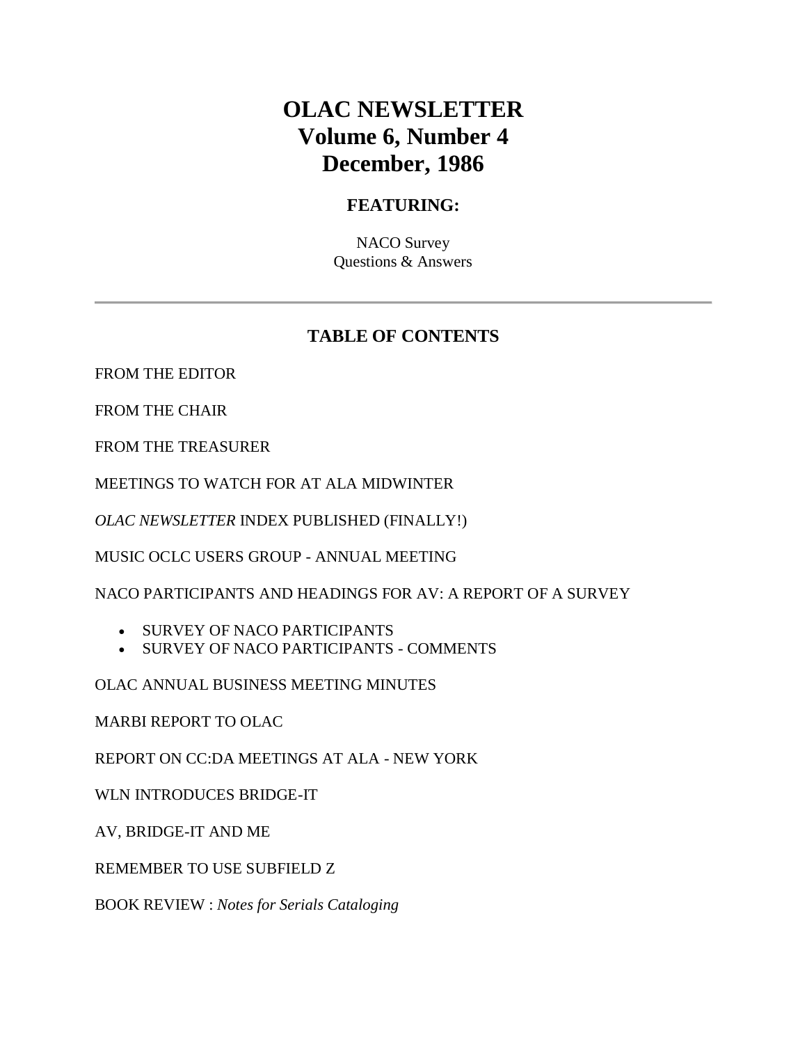# OLAC NEWSLETTER
# Volume 6, Number 4
# December, 1986

## FEATURING:

NACO Survey
Questions & Answers

---

## TABLE OF CONTENTS

FROM THE EDITOR

FROM THE CHAIR

FROM THE TREASURER

MEETINGS TO WATCH FOR AT ALA MIDWINTER

*OLAC NEWSLETTER* INDEX PUBLISHED (FINALLY!)

MUSIC OCLC USERS GROUP - ANNUAL MEETING

NACO PARTICIPANTS AND HEADINGS FOR AV: A REPORT OF A SURVEY

- SURVEY OF NACO PARTICIPANTS
- SURVEY OF NACO PARTICIPANTS - COMMENTS

OLAC ANNUAL BUSINESS MEETING MINUTES

MARBI REPORT TO OLAC

REPORT ON CC:DA MEETINGS AT ALA - NEW YORK

WLN INTRODUCES BRIDGE-IT

AV, BRIDGE-IT AND ME

REMEMBER TO USE SUBFIELD Z

BOOK REVIEW : *Notes for Serials Cataloging*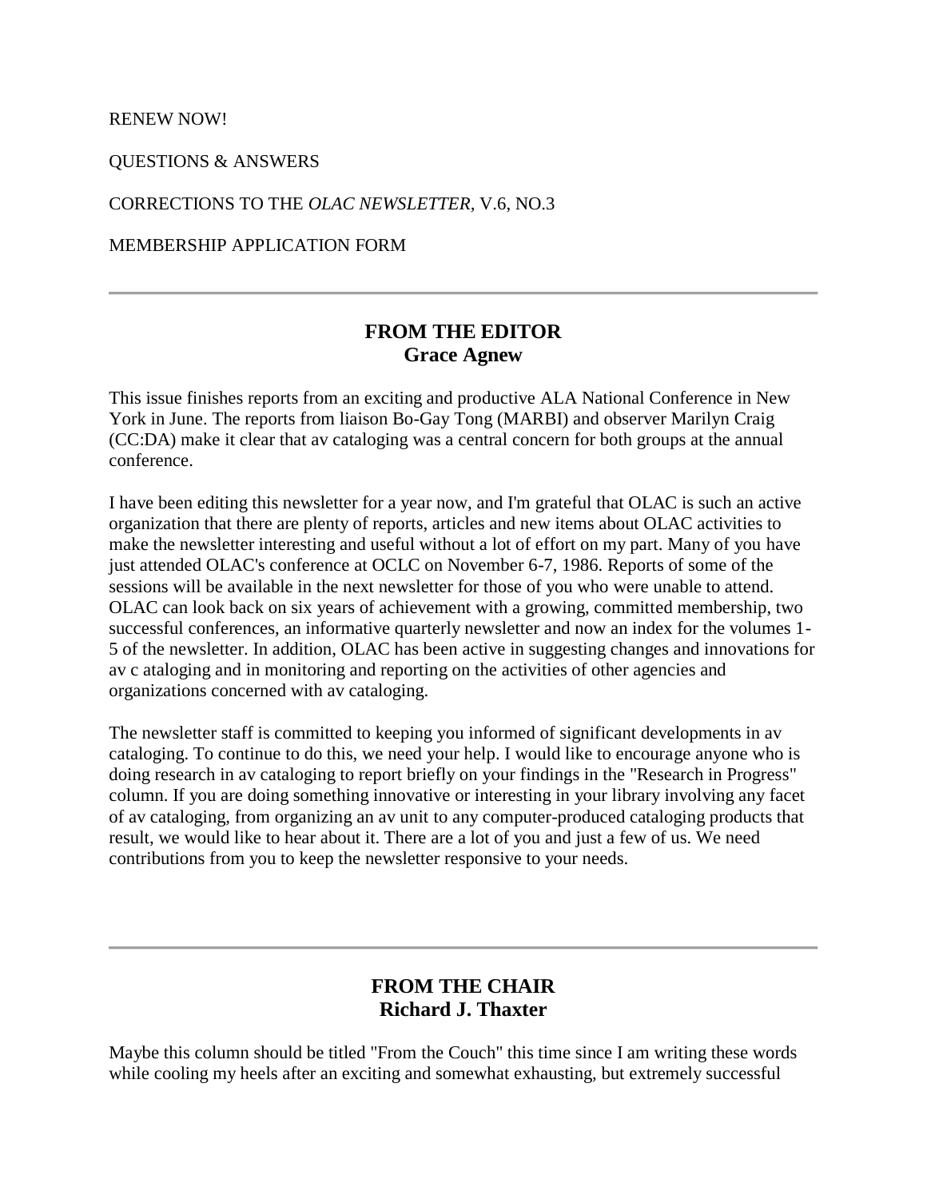RENEW NOW!

QUESTIONS & ANSWERS

CORRECTIONS TO THE *OLAC NEWSLETTER*, V.6, NO.3

MEMBERSHIP APPLICATION FORM

---

## FROM THE EDITOR
### Grace Agnew

This issue finishes reports from an exciting and productive ALA National Conference in New York in June. The reports from liaison Bo-Gay Tong (MARBI) and observer Marilyn Craig (CC:DA) make it clear that av cataloging was a central concern for both groups at the annual conference.

I have been editing this newsletter for a year now, and I'm grateful that OLAC is such an active organization that there are plenty of reports, articles and new items about OLAC activities to make the newsletter interesting and useful without a lot of effort on my part. Many of you have just attended OLAC's conference at OCLC on November 6-7, 1986. Reports of some of the sessions will be available in the next newsletter for those of you who were unable to attend. OLAC can look back on six years of achievement with a growing, committed membership, two successful conferences, an informative quarterly newsletter and now an index for the volumes 1-5 of the newsletter. In addition, OLAC has been active in suggesting changes and innovations for av c ataloging and in monitoring and reporting on the activities of other agencies and organizations concerned with av cataloging.

The newsletter staff is committed to keeping you informed of significant developments in av cataloging. To continue to do this, we need your help. I would like to encourage anyone who is doing research in av cataloging to report briefly on your findings in the "Research in Progress" column. If you are doing something innovative or interesting in your library involving any facet of av cataloging, from organizing an av unit to any computer-produced cataloging products that result, we would like to hear about it. There are a lot of you and just a few of us. We need contributions from you to keep the newsletter responsive to your needs.

---

## FROM THE CHAIR
### Richard J. Thaxter

Maybe this column should be titled "From the Couch" this time since I am writing these words while cooling my heels after an exciting and somewhat exhausting, but extremely successful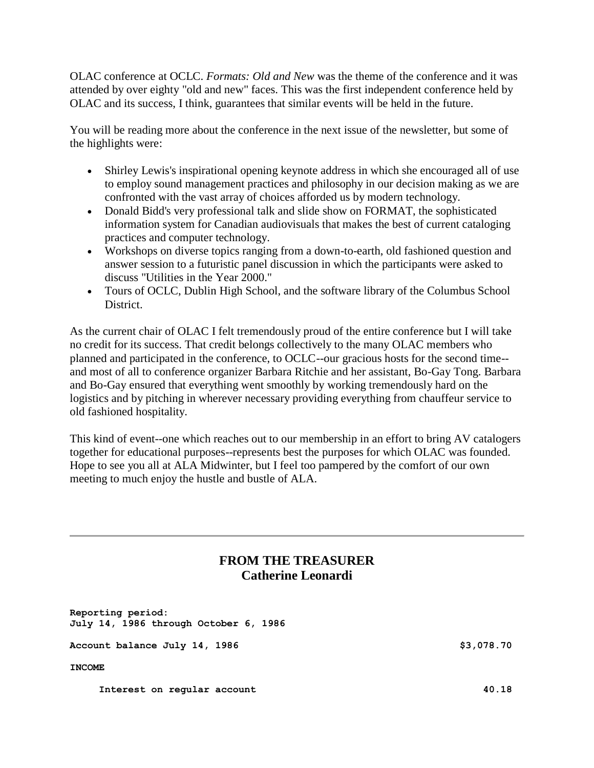OLAC conference at OCLC. *Formats: Old and New* was the theme of the conference and it was attended by over eighty "old and new" faces. This was the first independent conference held by OLAC and its success, I think, guarantees that similar events will be held in the future.

You will be reading more about the conference in the next issue of the newsletter, but some of the highlights were:

- Shirley Lewis's inspirational opening keynote address in which she encouraged all of use to employ sound management practices and philosophy in our decision making as we are confronted with the vast array of choices afforded us by modern technology.
- Donald Bidd's very professional talk and slide show on FORMAT, the sophisticated information system for Canadian audiovisuals that makes the best of current cataloging practices and computer technology.
- Workshops on diverse topics ranging from a down-to-earth, old fashioned question and answer session to a futuristic panel discussion in which the participants were asked to discuss "Utilities in the Year 2000."
- Tours of OCLC, Dublin High School, and the software library of the Columbus School District.

As the current chair of OLAC I felt tremendously proud of the entire conference but I will take no credit for its success. That credit belongs collectively to the many OLAC members who planned and participated in the conference, to OCLC--our gracious hosts for the second time--and most of all to conference organizer Barbara Ritchie and her assistant, Bo-Gay Tong. Barbara and Bo-Gay ensured that everything went smoothly by working tremendously hard on the logistics and by pitching in wherever necessary providing everything from chauffeur service to old fashioned hospitality.

This kind of event--one which reaches out to our membership in an effort to bring AV catalogers together for educational purposes--represents best the purposes for which OLAC was founded. Hope to see you all at ALA Midwinter, but I feel too pampered by the comfort of our own meeting to much enjoy the hustle and bustle of ALA.

---

## FROM THE TREASURER
### Catherine Leonardi

```
Reporting period:
July 14, 1986 through October 6, 1986

Account balance July 14, 1986                                    $3,078.70

INCOME

     Interest on regular account                                     40.18
```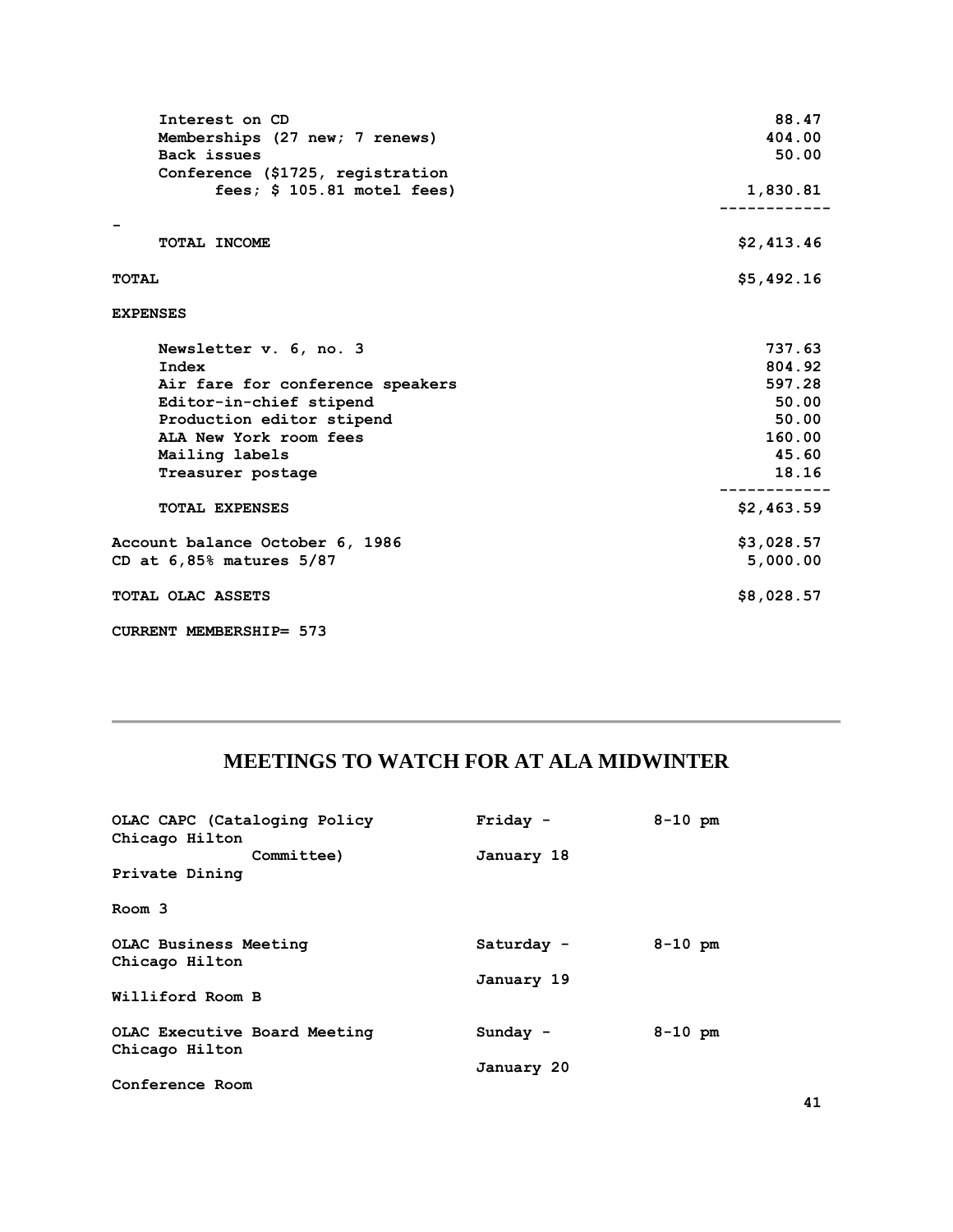| | |
|---|---|
| Interest on CD | 88.47 |
| Memberships (27 new; 7 renews) | 404.00 |
| Back issues | 50.00 |
| Conference ($1725, registration fees; $ 105.81 motel fees) | 1,830.81 |
| TOTAL INCOME | $2,413.46 |
| **TOTAL** | **$5,492.16** |

**EXPENSES**

| | |
|---|---|
| Newsletter v. 6, no. 3 | 737.63 |
| Index | 804.92 |
| Air fare for conference speakers | 597.28 |
| Editor-in-chief stipend | 50.00 |
| Production editor stipend | 50.00 |
| ALA New York room fees | 160.00 |
| Mailing labels | 45.60 |
| Treasurer postage | 18.16 |
| TOTAL EXPENSES | $2,463.59 |

| | |
|---|---|
| Account balance October 6, 1986 | $3,028.57 |
| CD at 6,85% matures 5/87 | 5,000.00 |
| TOTAL OLAC ASSETS | $8,028.57 |

CURRENT MEMBERSHIP= 573

---

## MEETINGS TO WATCH FOR AT ALA MIDWINTER

| Meeting | Date | Time | Location |
|---|---|---|---|
| OLAC CAPC (Cataloging Policy Committee) | Friday - January 18 | 8-10 pm | Chicago Hilton Private Dining Room 3 |
| OLAC Business Meeting | Saturday - January 19 | 8-10 pm | Chicago Hilton Williford Room B |
| OLAC Executive Board Meeting | Sunday - January 20 | 8-10 pm | Chicago Hilton Conference Room |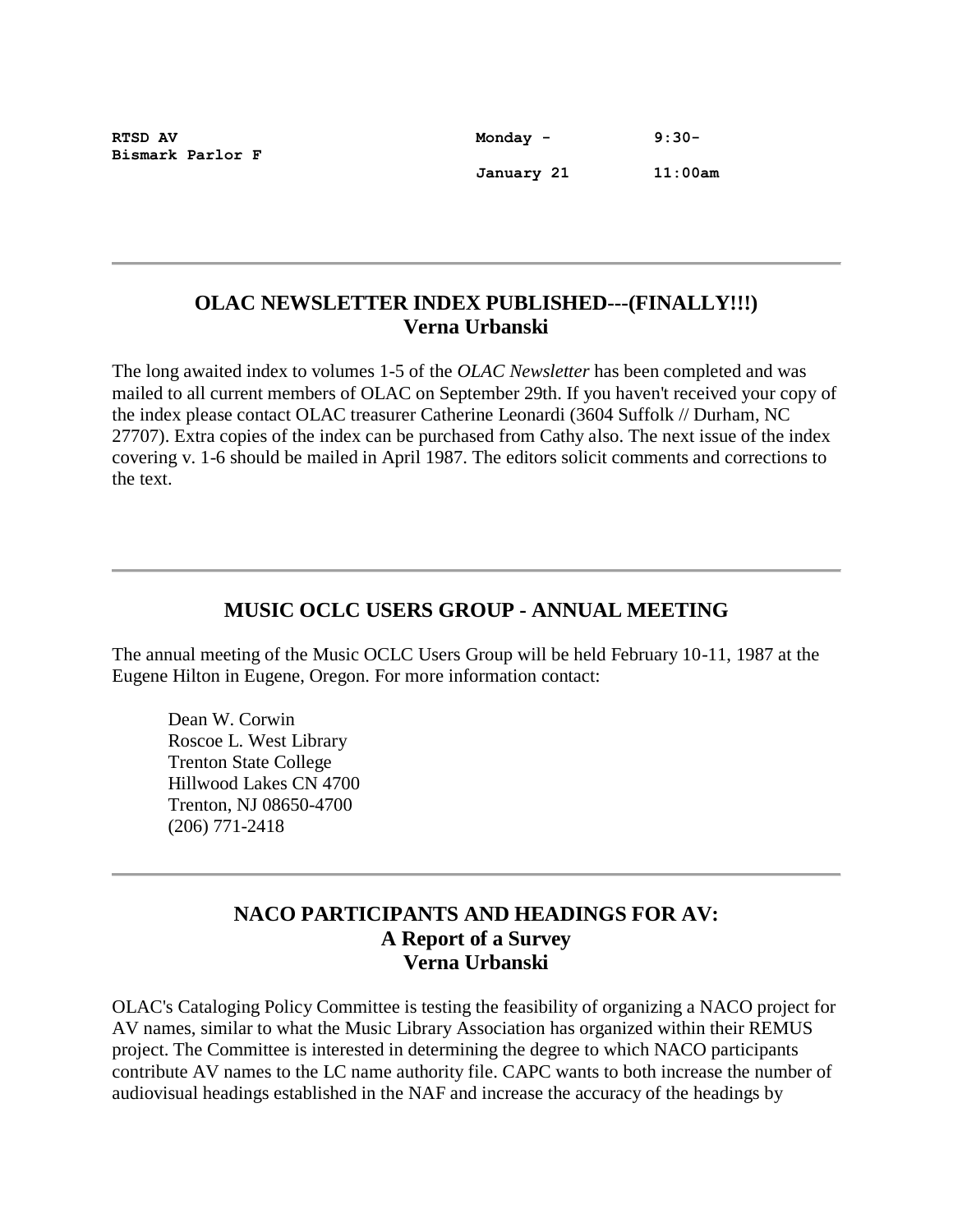| | | |
|---|---|---|
| **RTSD AV** | **Monday -** | **9:30-** |
| **Bismark Parlor F** | **January 21** | **11:00am** |

---

## OLAC NEWSLETTER INDEX PUBLISHED---(FINALLY!!!)
## Verna Urbanski

The long awaited index to volumes 1-5 of the *OLAC Newsletter* has been completed and was mailed to all current members of OLAC on September 29th. If you haven't received your copy of the index please contact OLAC treasurer Catherine Leonardi (3604 Suffolk // Durham, NC 27707). Extra copies of the index can be purchased from Cathy also. The next issue of the index covering v. 1-6 should be mailed in April 1987. The editors solicit comments and corrections to the text.

---

## MUSIC OCLC USERS GROUP - ANNUAL MEETING

The annual meeting of the Music OCLC Users Group will be held February 10-11, 1987 at the Eugene Hilton in Eugene, Oregon. For more information contact:

> Dean W. Corwin
> Roscoe L. West Library
> Trenton State College
> Hillwood Lakes CN 4700
> Trenton, NJ 08650-4700
> (206) 771-2418

---

## NACO PARTICIPANTS AND HEADINGS FOR AV:
## A Report of a Survey
## Verna Urbanski

OLAC's Cataloging Policy Committee is testing the feasibility of organizing a NACO project for AV names, similar to what the Music Library Association has organized within their REMUS project. The Committee is interested in determining the degree to which NACO participants contribute AV names to the LC name authority file. CAPC wants to both increase the number of audiovisual headings established in the NAF and increase the accuracy of the headings by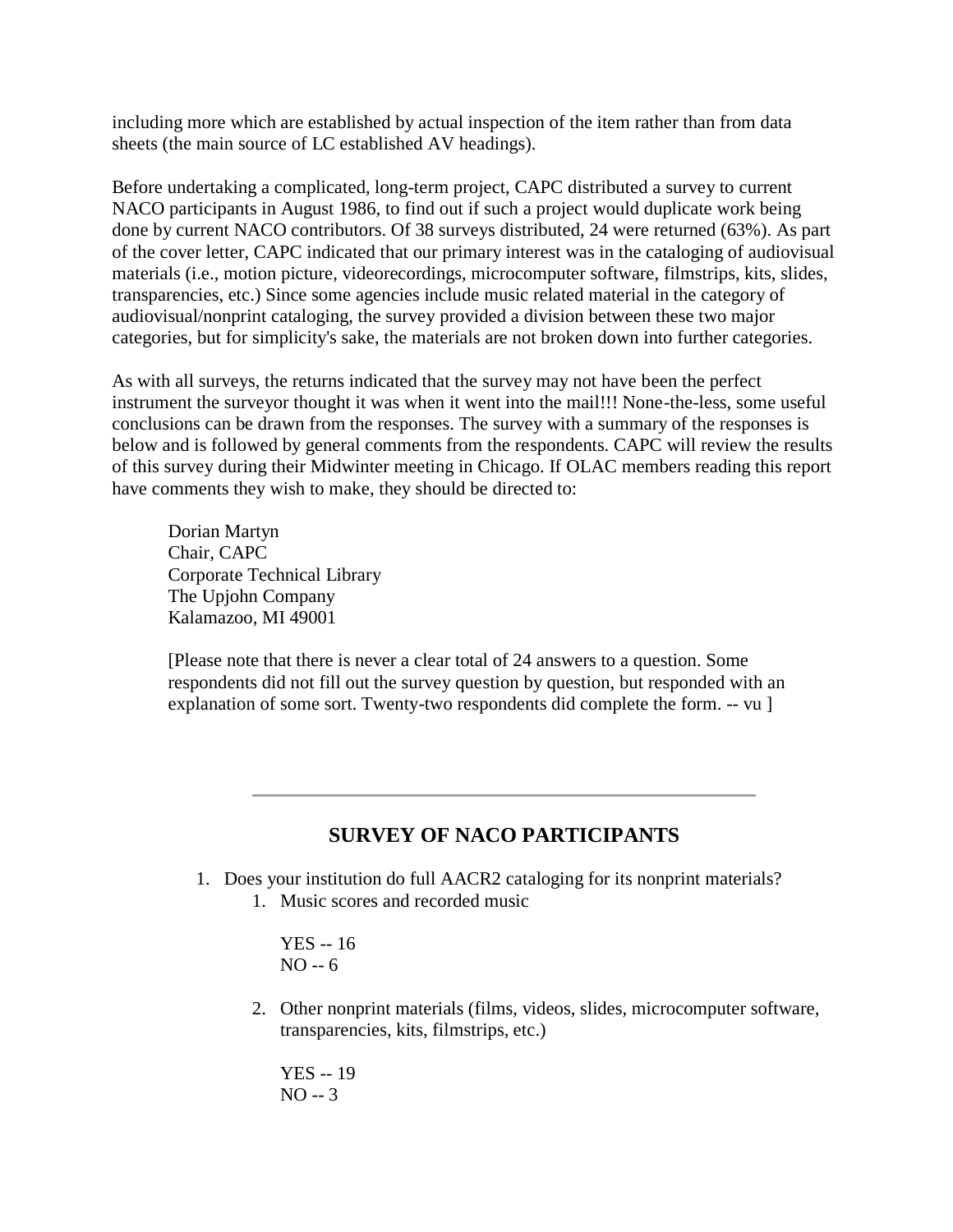including more which are established by actual inspection of the item rather than from data sheets (the main source of LC established AV headings).

Before undertaking a complicated, long-term project, CAPC distributed a survey to current NACO participants in August 1986, to find out if such a project would duplicate work being done by current NACO contributors. Of 38 surveys distributed, 24 were returned (63%). As part of the cover letter, CAPC indicated that our primary interest was in the cataloging of audiovisual materials (i.e., motion picture, videorecordings, microcomputer software, filmstrips, kits, slides, transparencies, etc.) Since some agencies include music related material in the category of audiovisual/nonprint cataloging, the survey provided a division between these two major categories, but for simplicity's sake, the materials are not broken down into further categories.

As with all surveys, the returns indicated that the survey may not have been the perfect instrument the surveyor thought it was when it went into the mail!!! None-the-less, some useful conclusions can be drawn from the responses. The survey with a summary of the responses is below and is followed by general comments from the respondents. CAPC will review the results of this survey during their Midwinter meeting in Chicago. If OLAC members reading this report have comments they wish to make, they should be directed to:

> Dorian Martyn
> Chair, CAPC
> Corporate Technical Library
> The Upjohn Company
> Kalamazoo, MI 49001
>
> [Please note that there is never a clear total of 24 answers to a question. Some respondents did not fill out the survey question by question, but responded with an explanation of some sort. Twenty-two respondents did complete the form. -- vu ]

---

## SURVEY OF NACO PARTICIPANTS

1. Does your institution do full AACR2 cataloging for its nonprint materials?
    1. Music scores and recorded music

       YES -- 16
       NO -- 6

    2. Other nonprint materials (films, videos, slides, microcomputer software, transparencies, kits, filmstrips, etc.)

       YES -- 19
       NO -- 3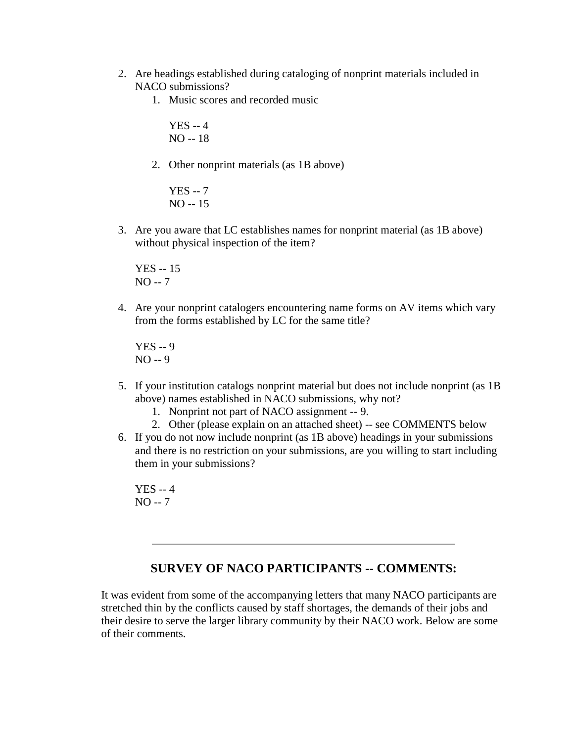2. Are headings established during cataloging of nonprint materials included in NACO submissions?
    1. Music scores and recorded music

        YES -- 4
        NO -- 18

    2. Other nonprint materials (as 1B above)

        YES -- 7
        NO -- 15

3. Are you aware that LC establishes names for nonprint material (as 1B above) without physical inspection of the item?

    YES -- 15
    NO -- 7

4. Are your nonprint catalogers encountering name forms on AV items which vary from the forms established by LC for the same title?

    YES -- 9
    NO -- 9

5. If your institution catalogs nonprint material but does not include nonprint (as 1B above) names established in NACO submissions, why not?
    1. Nonprint not part of NACO assignment -- 9.
    2. Other (please explain on an attached sheet) -- see COMMENTS below
6. If you do not now include nonprint (as 1B above) headings in your submissions and there is no restriction on your submissions, are you willing to start including them in your submissions?

    YES -- 4
    NO -- 7

---

## SURVEY OF NACO PARTICIPANTS -- COMMENTS:

It was evident from some of the accompanying letters that many NACO participants are stretched thin by the conflicts caused by staff shortages, the demands of their jobs and their desire to serve the larger library community by their NACO work. Below are some of their comments.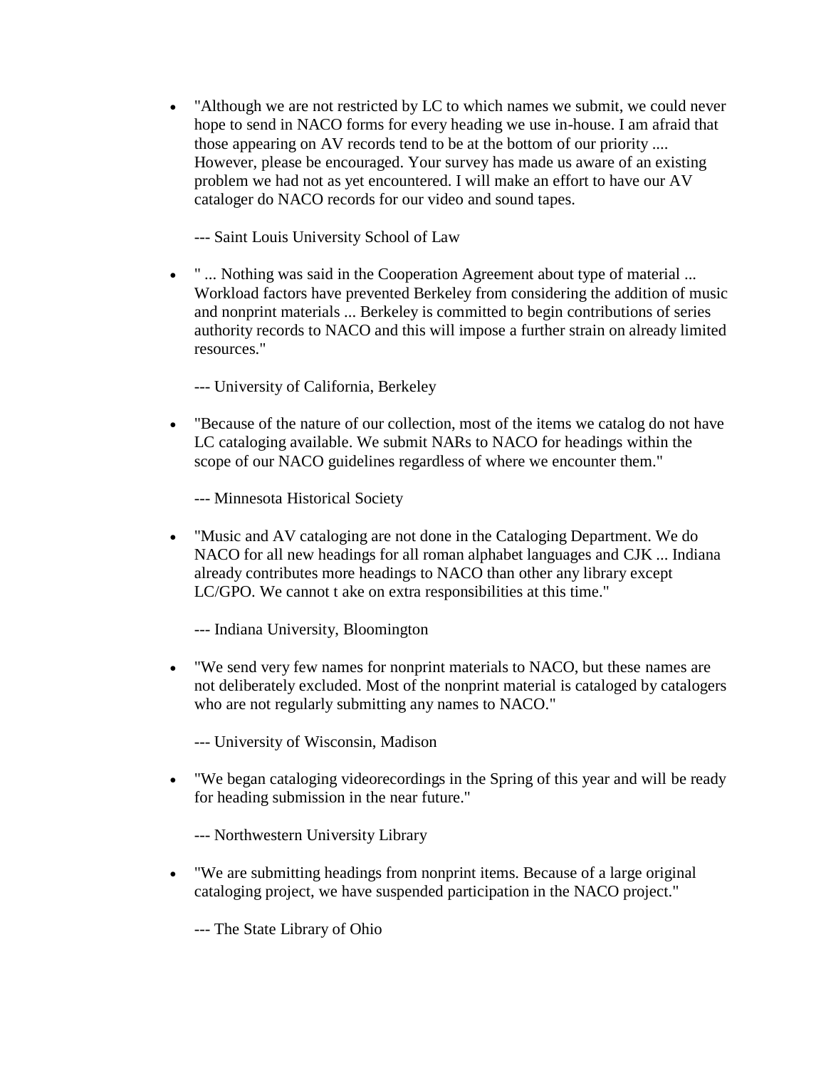- "Although we are not restricted by LC to which names we submit, we could never hope to send in NACO forms for every heading we use in-house. I am afraid that those appearing on AV records tend to be at the bottom of our priority .... However, please be encouraged. Your survey has made us aware of an existing problem we had not as yet encountered. I will make an effort to have our AV cataloger do NACO records for our video and sound tapes.

  --- Saint Louis University School of Law

- " ... Nothing was said in the Cooperation Agreement about type of material ... Workload factors have prevented Berkeley from considering the addition of music and nonprint materials ... Berkeley is committed to begin contributions of series authority records to NACO and this will impose a further strain on already limited resources."

  --- University of California, Berkeley

- "Because of the nature of our collection, most of the items we catalog do not have LC cataloging available. We submit NARs to NACO for headings within the scope of our NACO guidelines regardless of where we encounter them."

  --- Minnesota Historical Society

- "Music and AV cataloging are not done in the Cataloging Department. We do NACO for all new headings for all roman alphabet languages and CJK ... Indiana already contributes more headings to NACO than other any library except LC/GPO. We cannot t ake on extra responsibilities at this time."

  --- Indiana University, Bloomington

- "We send very few names for nonprint materials to NACO, but these names are not deliberately excluded. Most of the nonprint material is cataloged by catalogers who are not regularly submitting any names to NACO."

  --- University of Wisconsin, Madison

- "We began cataloging videorecordings in the Spring of this year and will be ready for heading submission in the near future."

  --- Northwestern University Library

- "We are submitting headings from nonprint items. Because of a large original cataloging project, we have suspended participation in the NACO project."

  --- The State Library of Ohio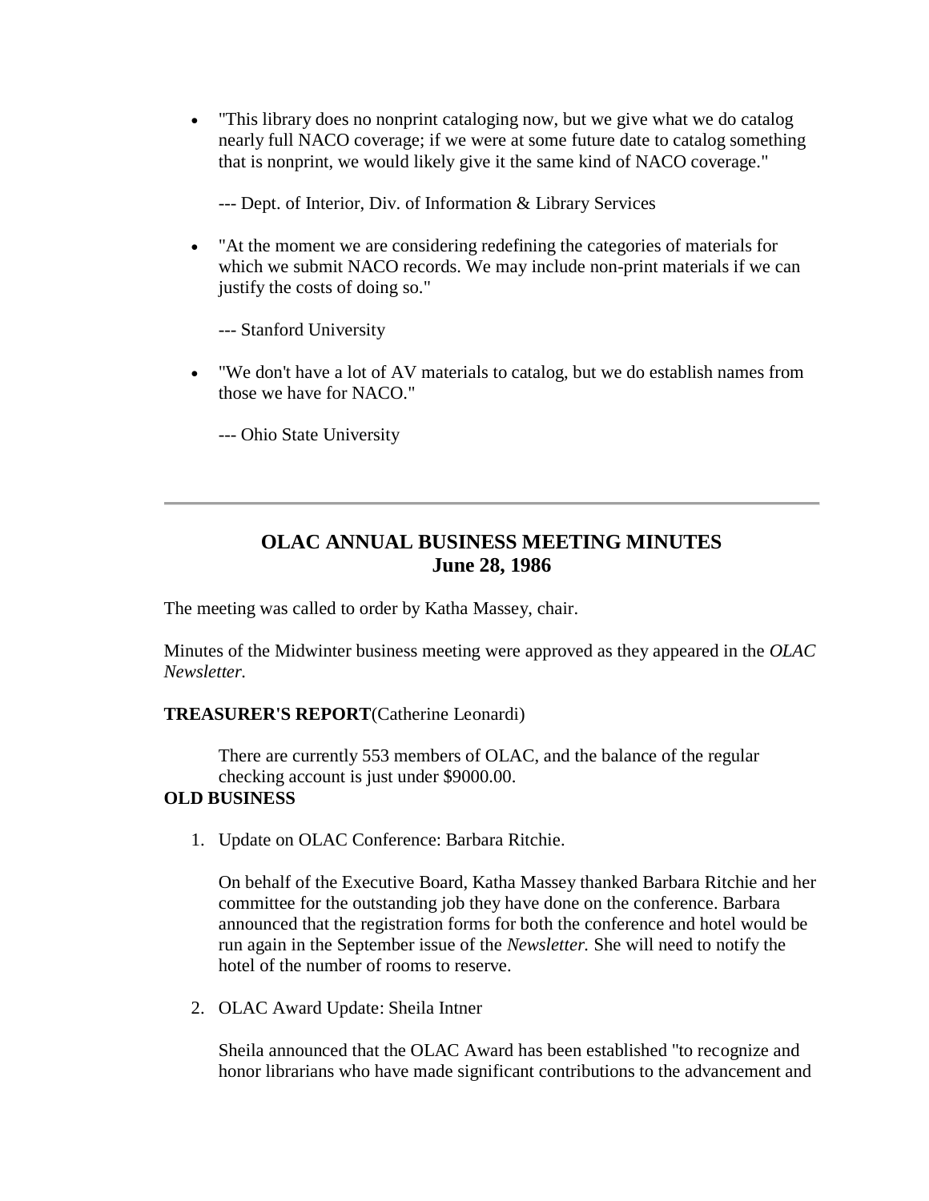- "This library does no nonprint cataloging now, but we give what we do catalog nearly full NACO coverage; if we were at some future date to catalog something that is nonprint, we would likely give it the same kind of NACO coverage."

  --- Dept. of Interior, Div. of Information & Library Services

- "At the moment we are considering redefining the categories of materials for which we submit NACO records. We may include non-print materials if we can justify the costs of doing so."

  --- Stanford University

- "We don't have a lot of AV materials to catalog, but we do establish names from those we have for NACO."

  --- Ohio State University

---

## OLAC ANNUAL BUSINESS MEETING MINUTES
## June 28, 1986

The meeting was called to order by Katha Massey, chair.

Minutes of the Midwinter business meeting were approved as they appeared in the *OLAC Newsletter.*

**TREASURER'S REPORT**(Catherine Leonardi)

There are currently 553 members of OLAC, and the balance of the regular checking account is just under $9000.00.

**OLD BUSINESS**

1. Update on OLAC Conference: Barbara Ritchie.

   On behalf of the Executive Board, Katha Massey thanked Barbara Ritchie and her committee for the outstanding job they have done on the conference. Barbara announced that the registration forms for both the conference and hotel would be run again in the September issue of the *Newsletter.* She will need to notify the hotel of the number of rooms to reserve.

2. OLAC Award Update: Sheila Intner

   Sheila announced that the OLAC Award has been established "to recognize and honor librarians who have made significant contributions to the advancement and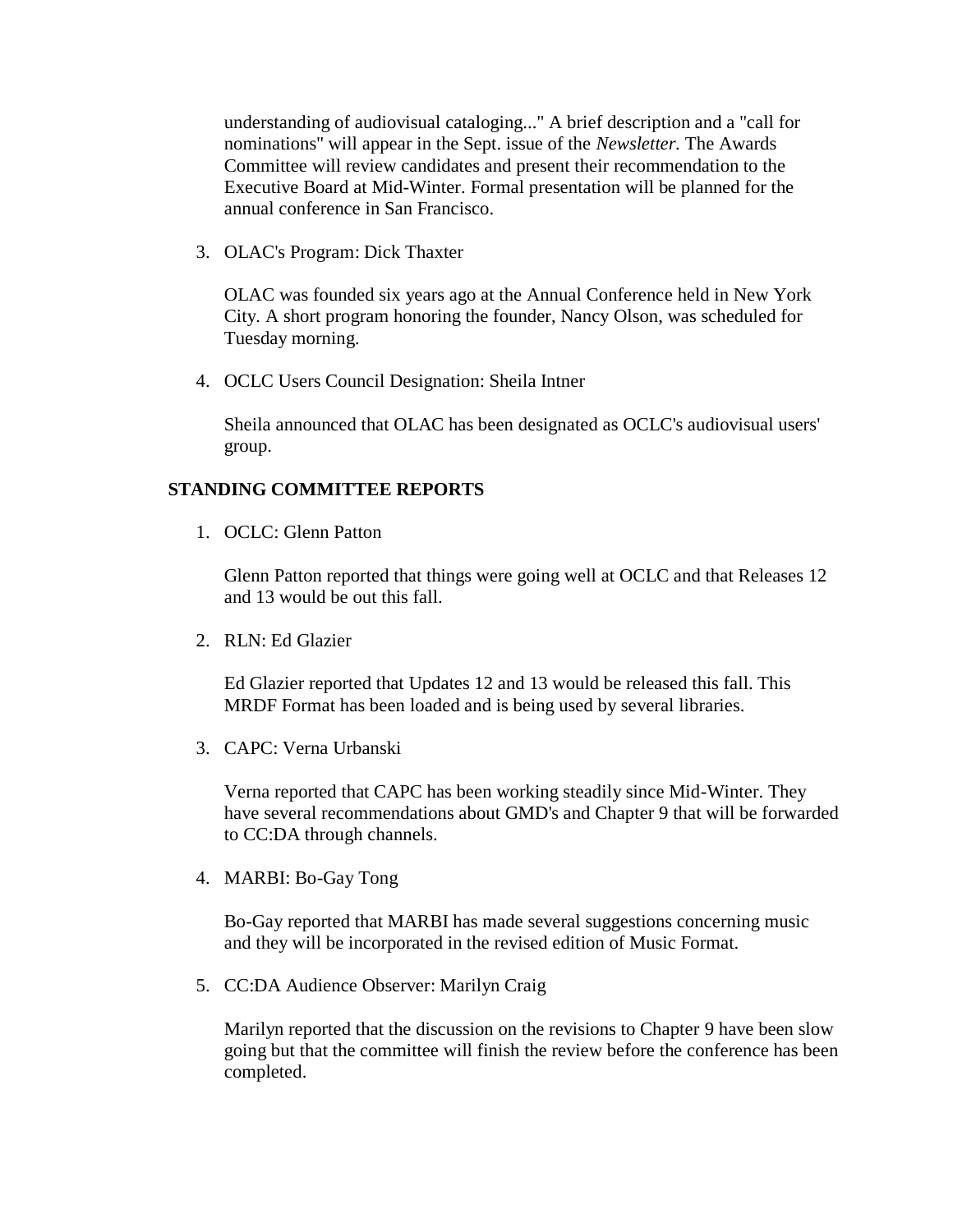understanding of audiovisual cataloging..." A brief description and a "call for nominations" will appear in the Sept. issue of the *Newsletter.* The Awards Committee will review candidates and present their recommendation to the Executive Board at Mid-Winter. Formal presentation will be planned for the annual conference in San Francisco.

3. OLAC's Program: Dick Thaxter

   OLAC was founded six years ago at the Annual Conference held in New York City. A short program honoring the founder, Nancy Olson, was scheduled for Tuesday morning.

4. OCLC Users Council Designation: Sheila Intner

   Sheila announced that OLAC has been designated as OCLC's audiovisual users' group.

**STANDING COMMITTEE REPORTS**

1. OCLC: Glenn Patton

   Glenn Patton reported that things were going well at OCLC and that Releases 12 and 13 would be out this fall.

2. RLN: Ed Glazier

   Ed Glazier reported that Updates 12 and 13 would be released this fall. This MRDF Format has been loaded and is being used by several libraries.

3. CAPC: Verna Urbanski

   Verna reported that CAPC has been working steadily since Mid-Winter. They have several recommendations about GMD's and Chapter 9 that will be forwarded to CC:DA through channels.

4. MARBI: Bo-Gay Tong

   Bo-Gay reported that MARBI has made several suggestions concerning music and they will be incorporated in the revised edition of Music Format.

5. CC:DA Audience Observer: Marilyn Craig

   Marilyn reported that the discussion on the revisions to Chapter 9 have been slow going but that the committee will finish the review before the conference has been completed.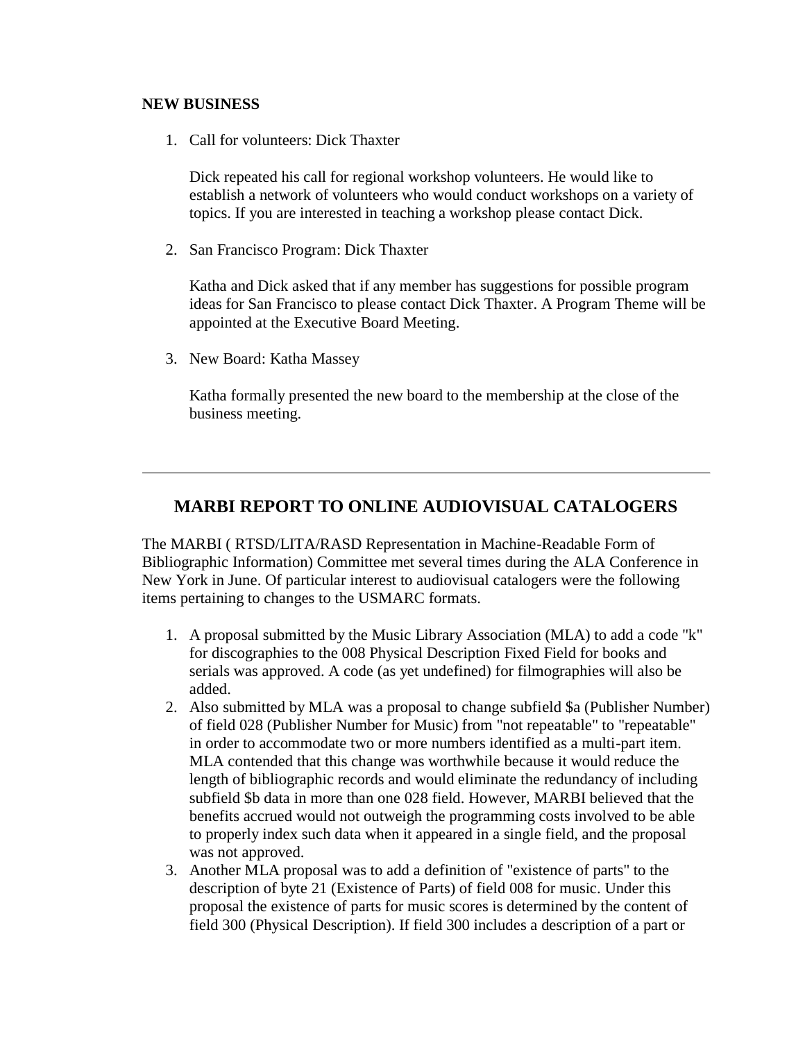**NEW BUSINESS**

1. Call for volunteers: Dick Thaxter

   Dick repeated his call for regional workshop volunteers. He would like to establish a network of volunteers who would conduct workshops on a variety of topics. If you are interested in teaching a workshop please contact Dick.

2. San Francisco Program: Dick Thaxter

   Katha and Dick asked that if any member has suggestions for possible program ideas for San Francisco to please contact Dick Thaxter. A Program Theme will be appointed at the Executive Board Meeting.

3. New Board: Katha Massey

   Katha formally presented the new board to the membership at the close of the business meeting.

---

## MARBI REPORT TO ONLINE AUDIOVISUAL CATALOGERS

The MARBI ( RTSD/LITA/RASD Representation in Machine-Readable Form of Bibliographic Information) Committee met several times during the ALA Conference in New York in June. Of particular interest to audiovisual catalogers were the following items pertaining to changes to the USMARC formats.

1. A proposal submitted by the Music Library Association (MLA) to add a code "k" for discographies to the 008 Physical Description Fixed Field for books and serials was approved. A code (as yet undefined) for filmographies will also be added.
2. Also submitted by MLA was a proposal to change subfield $a (Publisher Number) of field 028 (Publisher Number for Music) from "not repeatable" to "repeatable" in order to accommodate two or more numbers identified as a multi-part item. MLA contended that this change was worthwhile because it would reduce the length of bibliographic records and would eliminate the redundancy of including subfield $b data in more than one 028 field. However, MARBI believed that the benefits accrued would not outweigh the programming costs involved to be able to properly index such data when it appeared in a single field, and the proposal was not approved.
3. Another MLA proposal was to add a definition of "existence of parts" to the description of byte 21 (Existence of Parts) of field 008 for music. Under this proposal the existence of parts for music scores is determined by the content of field 300 (Physical Description). If field 300 includes a description of a part or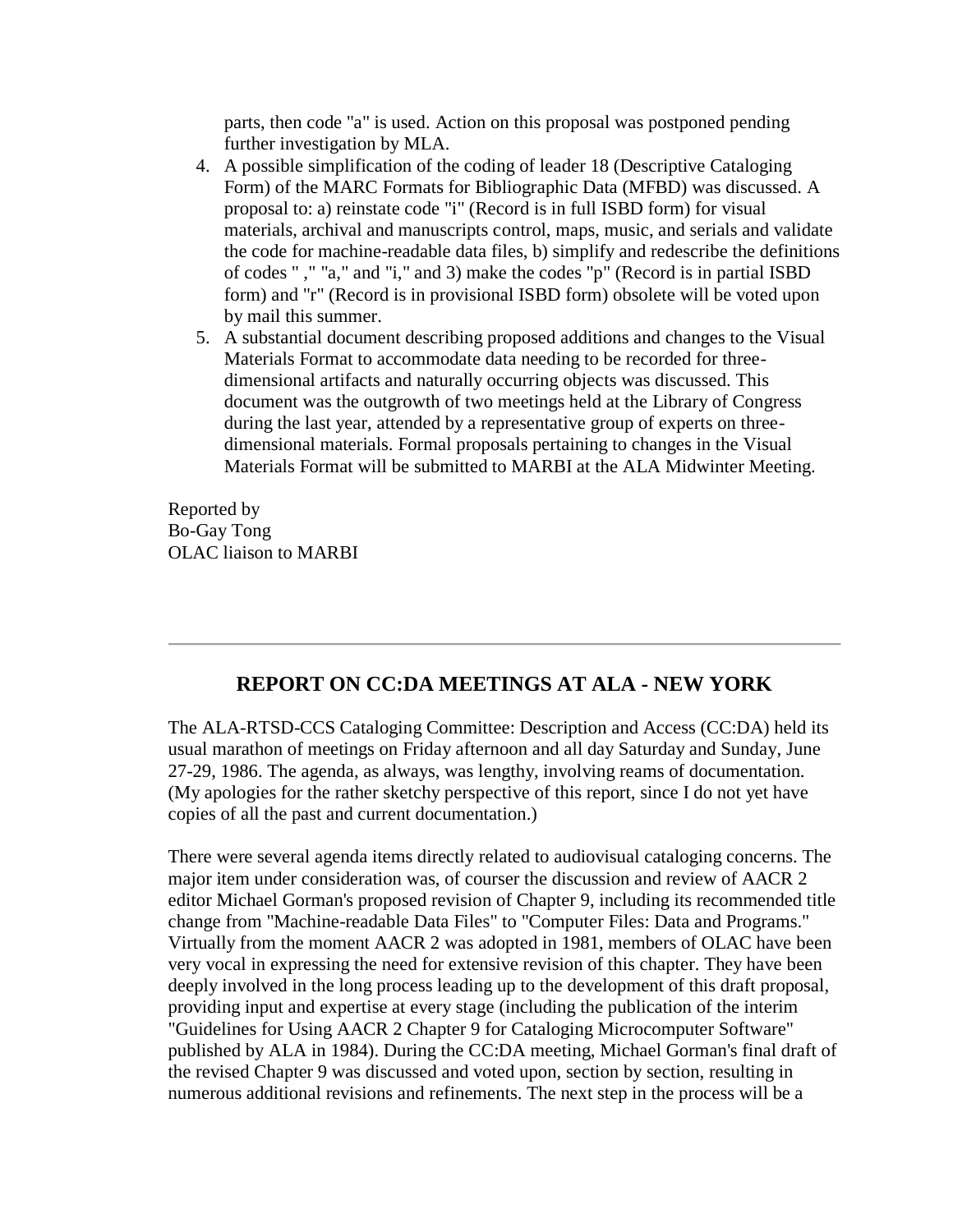parts, then code "a" is used. Action on this proposal was postponed pending further investigation by MLA.

4. A possible simplification of the coding of leader 18 (Descriptive Cataloging Form) of the MARC Formats for Bibliographic Data (MFBD) was discussed. A proposal to: a) reinstate code "i" (Record is in full ISBD form) for visual materials, archival and manuscripts control, maps, music, and serials and validate the code for machine-readable data files, b) simplify and redescribe the definitions of codes " ," "a," and "i," and 3) make the codes "p" (Record is in partial ISBD form) and "r" (Record is in provisional ISBD form) obsolete will be voted upon by mail this summer.
5. A substantial document describing proposed additions and changes to the Visual Materials Format to accommodate data needing to be recorded for three-dimensional artifacts and naturally occurring objects was discussed. This document was the outgrowth of two meetings held at the Library of Congress during the last year, attended by a representative group of experts on three-dimensional materials. Formal proposals pertaining to changes in the Visual Materials Format will be submitted to MARBI at the ALA Midwinter Meeting.

Reported by
Bo-Gay Tong
OLAC liaison to MARBI

---

## REPORT ON CC:DA MEETINGS AT ALA - NEW YORK

The ALA-RTSD-CCS Cataloging Committee: Description and Access (CC:DA) held its usual marathon of meetings on Friday afternoon and all day Saturday and Sunday, June 27-29, 1986. The agenda, as always, was lengthy, involving reams of documentation. (My apologies for the rather sketchy perspective of this report, since I do not yet have copies of all the past and current documentation.)

There were several agenda items directly related to audiovisual cataloging concerns. The major item under consideration was, of courser the discussion and review of AACR 2 editor Michael Gorman's proposed revision of Chapter 9, including its recommended title change from "Machine-readable Data Files" to "Computer Files: Data and Programs." Virtually from the moment AACR 2 was adopted in 1981, members of OLAC have been very vocal in expressing the need for extensive revision of this chapter. They have been deeply involved in the long process leading up to the development of this draft proposal, providing input and expertise at every stage (including the publication of the interim "Guidelines for Using AACR 2 Chapter 9 for Cataloging Microcomputer Software" published by ALA in 1984). During the CC:DA meeting, Michael Gorman's final draft of the revised Chapter 9 was discussed and voted upon, section by section, resulting in numerous additional revisions and refinements. The next step in the process will be a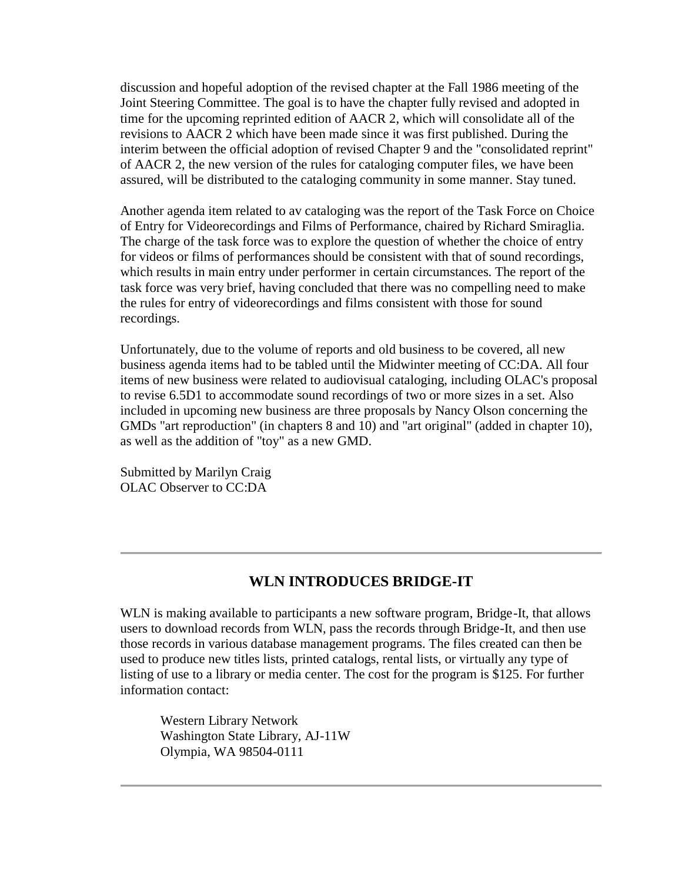discussion and hopeful adoption of the revised chapter at the Fall 1986 meeting of the Joint Steering Committee. The goal is to have the chapter fully revised and adopted in time for the upcoming reprinted edition of AACR 2, which will consolidate all of the revisions to AACR 2 which have been made since it was first published. During the interim between the official adoption of revised Chapter 9 and the "consolidated reprint" of AACR 2, the new version of the rules for cataloging computer files, we have been assured, will be distributed to the cataloging community in some manner. Stay tuned.

Another agenda item related to av cataloging was the report of the Task Force on Choice of Entry for Videorecordings and Films of Performance, chaired by Richard Smiraglia. The charge of the task force was to explore the question of whether the choice of entry for videos or films of performances should be consistent with that of sound recordings, which results in main entry under performer in certain circumstances. The report of the task force was very brief, having concluded that there was no compelling need to make the rules for entry of videorecordings and films consistent with those for sound recordings.

Unfortunately, due to the volume of reports and old business to be covered, all new business agenda items had to be tabled until the Midwinter meeting of CC:DA. All four items of new business were related to audiovisual cataloging, including OLAC's proposal to revise 6.5D1 to accommodate sound recordings of two or more sizes in a set. Also included in upcoming new business are three proposals by Nancy Olson concerning the GMDs "art reproduction" (in chapters 8 and 10) and "art original" (added in chapter 10), as well as the addition of "toy" as a new GMD.

Submitted by Marilyn Craig
OLAC Observer to CC:DA

---

## WLN INTRODUCES BRIDGE-IT

WLN is making available to participants a new software program, Bridge-It, that allows users to download records from WLN, pass the records through Bridge-It, and then use those records in various database management programs. The files created can then be used to produce new titles lists, printed catalogs, rental lists, or virtually any type of listing of use to a library or media center. The cost for the program is $125. For further information contact:

> Western Library Network
> Washington State Library, AJ-11W
> Olympia, WA 98504-0111

---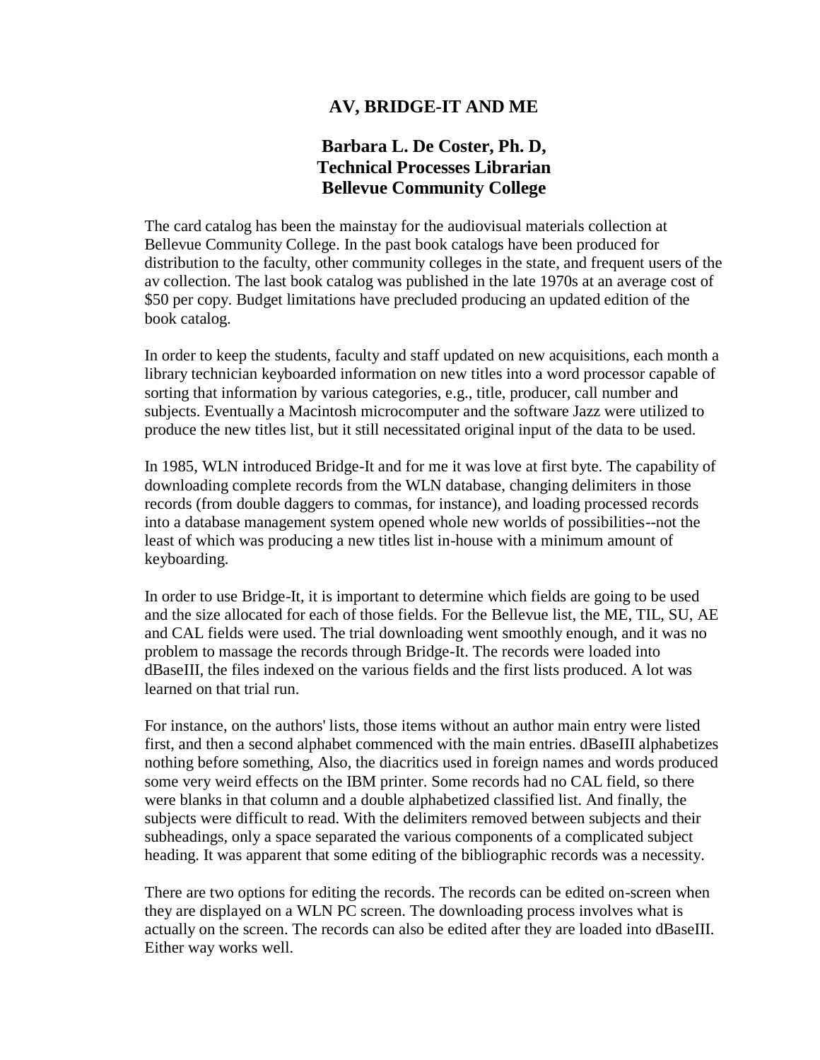# AV, BRIDGE-IT AND ME

**Barbara L. De Coster, Ph. D,**
**Technical Processes Librarian**
**Bellevue Community College**

The card catalog has been the mainstay for the audiovisual materials collection at Bellevue Community College. In the past book catalogs have been produced for distribution to the faculty, other community colleges in the state, and frequent users of the av collection. The last book catalog was published in the late 1970s at an average cost of $50 per copy. Budget limitations have precluded producing an updated edition of the book catalog.

In order to keep the students, faculty and staff updated on new acquisitions, each month a library technician keyboarded information on new titles into a word processor capable of sorting that information by various categories, e.g., title, producer, call number and subjects. Eventually a Macintosh microcomputer and the software Jazz were utilized to produce the new titles list, but it still necessitated original input of the data to be used.

In 1985, WLN introduced Bridge-It and for me it was love at first byte. The capability of downloading complete records from the WLN database, changing delimiters in those records (from double daggers to commas, for instance), and loading processed records into a database management system opened whole new worlds of possibilities--not the least of which was producing a new titles list in-house with a minimum amount of keyboarding.

In order to use Bridge-It, it is important to determine which fields are going to be used and the size allocated for each of those fields. For the Bellevue list, the ME, TIL, SU, AE and CAL fields were used. The trial downloading went smoothly enough, and it was no problem to massage the records through Bridge-It. The records were loaded into dBaseIII, the files indexed on the various fields and the first lists produced. A lot was learned on that trial run.

For instance, on the authors' lists, those items without an author main entry were listed first, and then a second alphabet commenced with the main entries. dBaseIII alphabetizes nothing before something, Also, the diacritics used in foreign names and words produced some very weird effects on the IBM printer. Some records had no CAL field, so there were blanks in that column and a double alphabetized classified list. And finally, the subjects were difficult to read. With the delimiters removed between subjects and their subheadings, only a space separated the various components of a complicated subject heading. It was apparent that some editing of the bibliographic records was a necessity.

There are two options for editing the records. The records can be edited on-screen when they are displayed on a WLN PC screen. The downloading process involves what is actually on the screen. The records can also be edited after they are loaded into dBaseIII. Either way works well.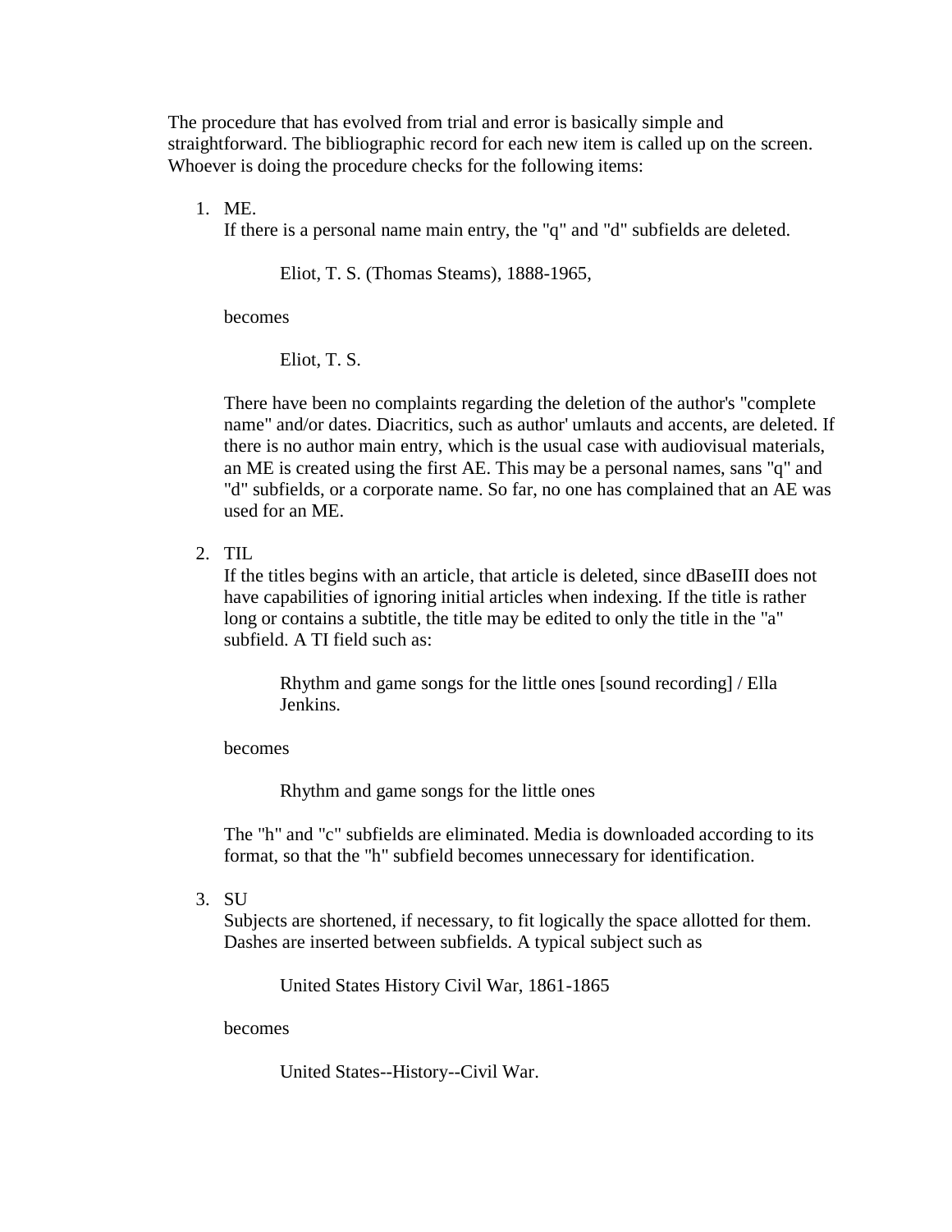The procedure that has evolved from trial and error is basically simple and straightforward. The bibliographic record for each new item is called up on the screen. Whoever is doing the procedure checks for the following items:

1. ME.
   If there is a personal name main entry, the "q" and "d" subfields are deleted.

   > Eliot, T. S. (Thomas Steams), 1888-1965,

   becomes

   > Eliot, T. S.

   There have been no complaints regarding the deletion of the author's "complete name" and/or dates. Diacritics, such as author' umlauts and accents, are deleted. If there is no author main entry, which is the usual case with audiovisual materials, an ME is created using the first AE. This may be a personal names, sans "q" and "d" subfields, or a corporate name. So far, no one has complained that an AE was used for an ME.

2. TIL
   If the titles begins with an article, that article is deleted, since dBaseIII does not have capabilities of ignoring initial articles when indexing. If the title is rather long or contains a subtitle, the title may be edited to only the title in the "a" subfield. A TI field such as:

   > Rhythm and game songs for the little ones [sound recording] / Ella Jenkins.

   becomes

   > Rhythm and game songs for the little ones

   The "h" and "c" subfields are eliminated. Media is downloaded according to its format, so that the "h" subfield becomes unnecessary for identification.

3. SU
   Subjects are shortened, if necessary, to fit logically the space allotted for them. Dashes are inserted between subfields. A typical subject such as

   > United States History Civil War, 1861-1865

   becomes

   > United States--History--Civil War.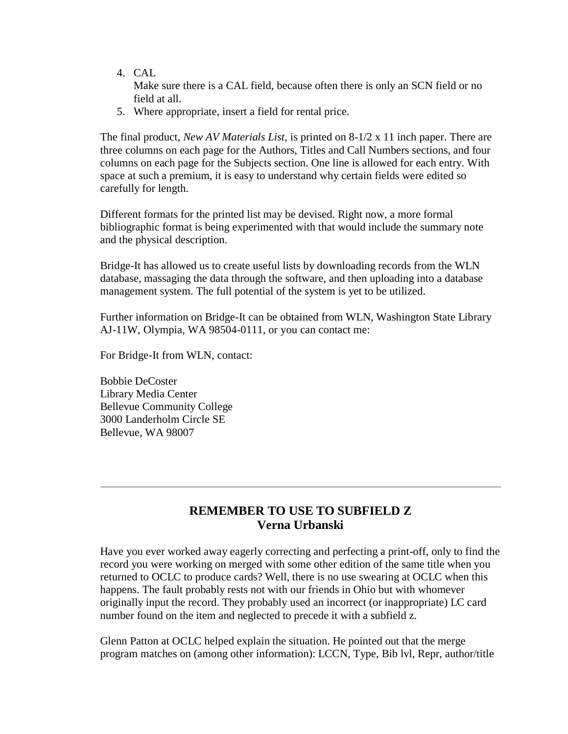4. CAL
   Make sure there is a CAL field, because often there is only an SCN field or no field at all.
5. Where appropriate, insert a field for rental price.

The final product, *New AV Materials List*, is printed on 8-1/2 x 11 inch paper. There are three columns on each page for the Authors, Titles and Call Numbers sections, and four columns on each page for the Subjects section. One line is allowed for each entry. With space at such a premium, it is easy to understand why certain fields were edited so carefully for length.

Different formats for the printed list may be devised. Right now, a more formal bibliographic format is being experimented with that would include the summary note and the physical description.

Bridge-It has allowed us to create useful lists by downloading records from the WLN database, massaging the data through the software, and then uploading into a database management system. The full potential of the system is yet to be utilized.

Further information on Bridge-It can be obtained from WLN, Washington State Library AJ-11W, Olympia, WA 98504-0111, or you can contact me:

For Bridge-It from WLN, contact:

Bobbie DeCoster
Library Media Center
Bellevue Community College
3000 Landerholm Circle SE
Bellevue, WA 98007

---

## REMEMBER TO USE TO SUBFIELD Z
### Verna Urbanski

Have you ever worked away eagerly correcting and perfecting a print-off, only to find the record you were working on merged with some other edition of the same title when you returned to OCLC to produce cards? Well, there is no use swearing at OCLC when this happens. The fault probably rests not with our friends in Ohio but with whomever originally input the record. They probably used an incorrect (or inappropriate) LC card number found on the item and neglected to precede it with a subfield z.

Glenn Patton at OCLC helped explain the situation. He pointed out that the merge program matches on (among other information): LCCN, Type, Bib lvl, Repr, author/title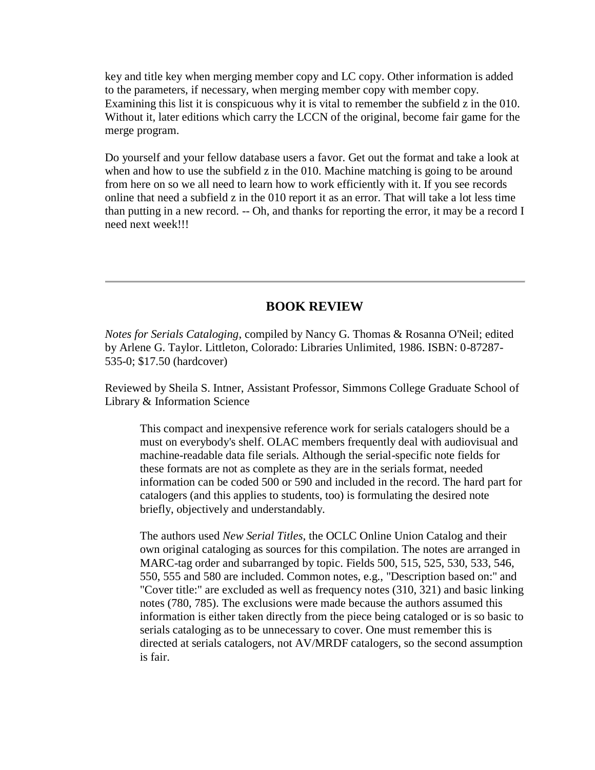key and title key when merging member copy and LC copy. Other information is added to the parameters, if necessary, when merging member copy with member copy. Examining this list it is conspicuous why it is vital to remember the subfield z in the 010. Without it, later editions which carry the LCCN of the original, become fair game for the merge program.

Do yourself and your fellow database users a favor. Get out the format and take a look at when and how to use the subfield z in the 010. Machine matching is going to be around from here on so we all need to learn how to work efficiently with it. If you see records online that need a subfield z in the 010 report it as an error. That will take a lot less time than putting in a new record. -- Oh, and thanks for reporting the error, it may be a record I need next week!!!

---

## BOOK REVIEW

*Notes for Serials Cataloging*, compiled by Nancy G. Thomas & Rosanna O'Neil; edited by Arlene G. Taylor. Littleton, Colorado: Libraries Unlimited, 1986. ISBN: 0-87287-535-0; $17.50 (hardcover)

Reviewed by Sheila S. Intner, Assistant Professor, Simmons College Graduate School of Library & Information Science

> This compact and inexpensive reference work for serials catalogers should be a must on everybody's shelf. OLAC members frequently deal with audiovisual and machine-readable data file serials. Although the serial-specific note fields for these formats are not as complete as they are in the serials format, needed information can be coded 500 or 590 and included in the record. The hard part for catalogers (and this applies to students, too) is formulating the desired note briefly, objectively and understandably.
>
> The authors used *New Serial Titles*, the OCLC Online Union Catalog and their own original cataloging as sources for this compilation. The notes are arranged in MARC-tag order and subarranged by topic. Fields 500, 515, 525, 530, 533, 546, 550, 555 and 580 are included. Common notes, e.g., "Description based on:" and "Cover title:" are excluded as well as frequency notes (310, 321) and basic linking notes (780, 785). The exclusions were made because the authors assumed this information is either taken directly from the piece being cataloged or is so basic to serials cataloging as to be unnecessary to cover. One must remember this is directed at serials catalogers, not AV/MRDF catalogers, so the second assumption is fair.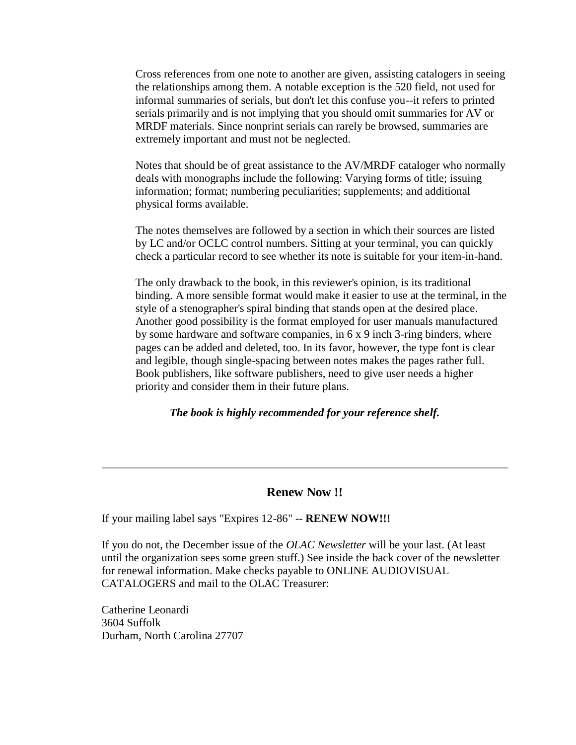Cross references from one note to another are given, assisting catalogers in seeing the relationships among them. A notable exception is the 520 field, not used for informal summaries of serials, but don't let this confuse you--it refers to printed serials primarily and is not implying that you should omit summaries for AV or MRDF materials. Since nonprint serials can rarely be browsed, summaries are extremely important and must not be neglected.

Notes that should be of great assistance to the AV/MRDF cataloger who normally deals with monographs include the following: Varying forms of title; issuing information; format; numbering peculiarities; supplements; and additional physical forms available.

The notes themselves are followed by a section in which their sources are listed by LC and/or OCLC control numbers. Sitting at your terminal, you can quickly check a particular record to see whether its note is suitable for your item-in-hand.

The only drawback to the book, in this reviewer's opinion, is its traditional binding. A more sensible format would make it easier to use at the terminal, in the style of a stenographer's spiral binding that stands open at the desired place. Another good possibility is the format employed for user manuals manufactured by some hardware and software companies, in 6 x 9 inch 3-ring binders, where pages can be added and deleted, too. In its favor, however, the type font is clear and legible, though single-spacing between notes makes the pages rather full. Book publishers, like software publishers, need to give user needs a higher priority and consider them in their future plans.

***The book is highly recommended for your reference shelf.***

---

## Renew Now !!

If your mailing label says "Expires 12-86" -- **RENEW NOW!!!**

If you do not, the December issue of the *OLAC Newsletter* will be your last. (At least until the organization sees some green stuff.) See inside the back cover of the newsletter for renewal information. Make checks payable to ONLINE AUDIOVISUAL CATALOGERS and mail to the OLAC Treasurer:

Catherine Leonardi
3604 Suffolk
Durham, North Carolina 27707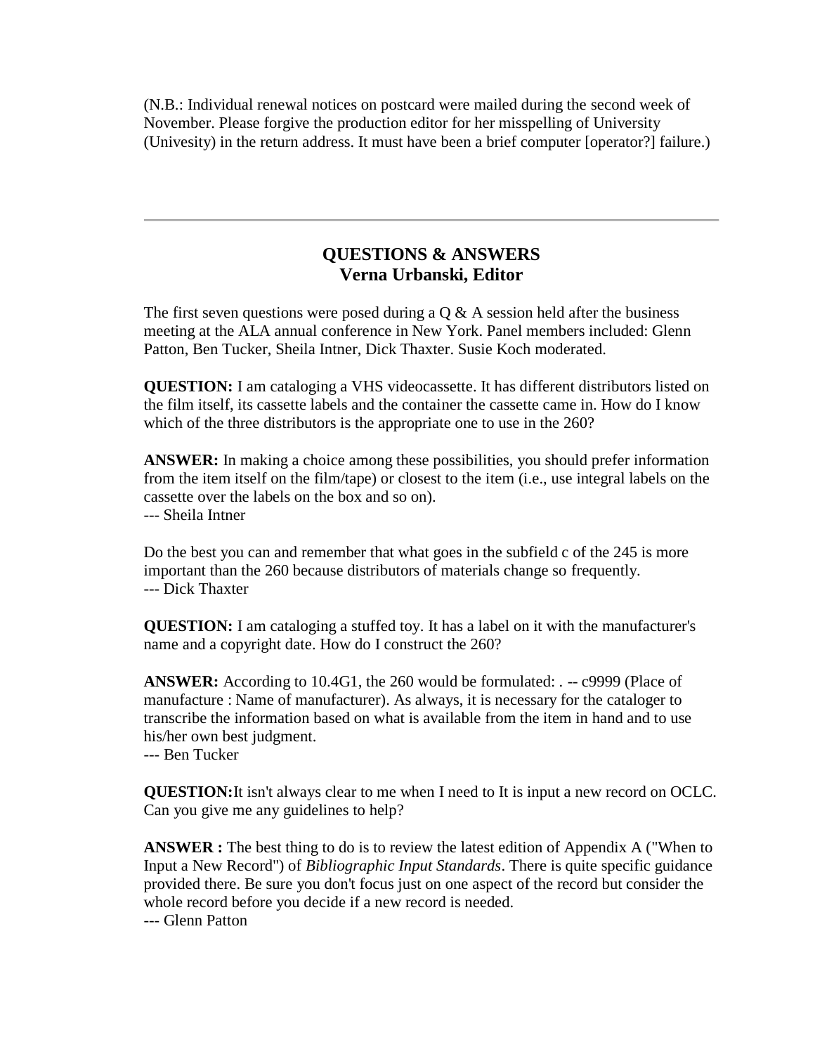(N.B.: Individual renewal notices on postcard were mailed during the second week of November. Please forgive the production editor for her misspelling of University (Univesity) in the return address. It must have been a brief computer [operator?] failure.)

---

## QUESTIONS & ANSWERS
## Verna Urbanski, Editor

The first seven questions were posed during a Q & A session held after the business meeting at the ALA annual conference in New York. Panel members included: Glenn Patton, Ben Tucker, Sheila Intner, Dick Thaxter. Susie Koch moderated.

**QUESTION:** I am cataloging a VHS videocassette. It has different distributors listed on the film itself, its cassette labels and the container the cassette came in. How do I know which of the three distributors is the appropriate one to use in the 260?

**ANSWER:** In making a choice among these possibilities, you should prefer information from the item itself on the film/tape) or closest to the item (i.e., use integral labels on the cassette over the labels on the box and so on).
--- Sheila Intner

Do the best you can and remember that what goes in the subfield c of the 245 is more important than the 260 because distributors of materials change so frequently.
--- Dick Thaxter

**QUESTION:** I am cataloging a stuffed toy. It has a label on it with the manufacturer's name and a copyright date. How do I construct the 260?

**ANSWER:** According to 10.4G1, the 260 would be formulated: . -- c9999 (Place of manufacture : Name of manufacturer). As always, it is necessary for the cataloger to transcribe the information based on what is available from the item in hand and to use his/her own best judgment.
--- Ben Tucker

**QUESTION:**It isn't always clear to me when I need to It is input a new record on OCLC. Can you give me any guidelines to help?

**ANSWER :** The best thing to do is to review the latest edition of Appendix A ("When to Input a New Record") of *Bibliographic Input Standards*. There is quite specific guidance provided there. Be sure you don't focus just on one aspect of the record but consider the whole record before you decide if a new record is needed.
--- Glenn Patton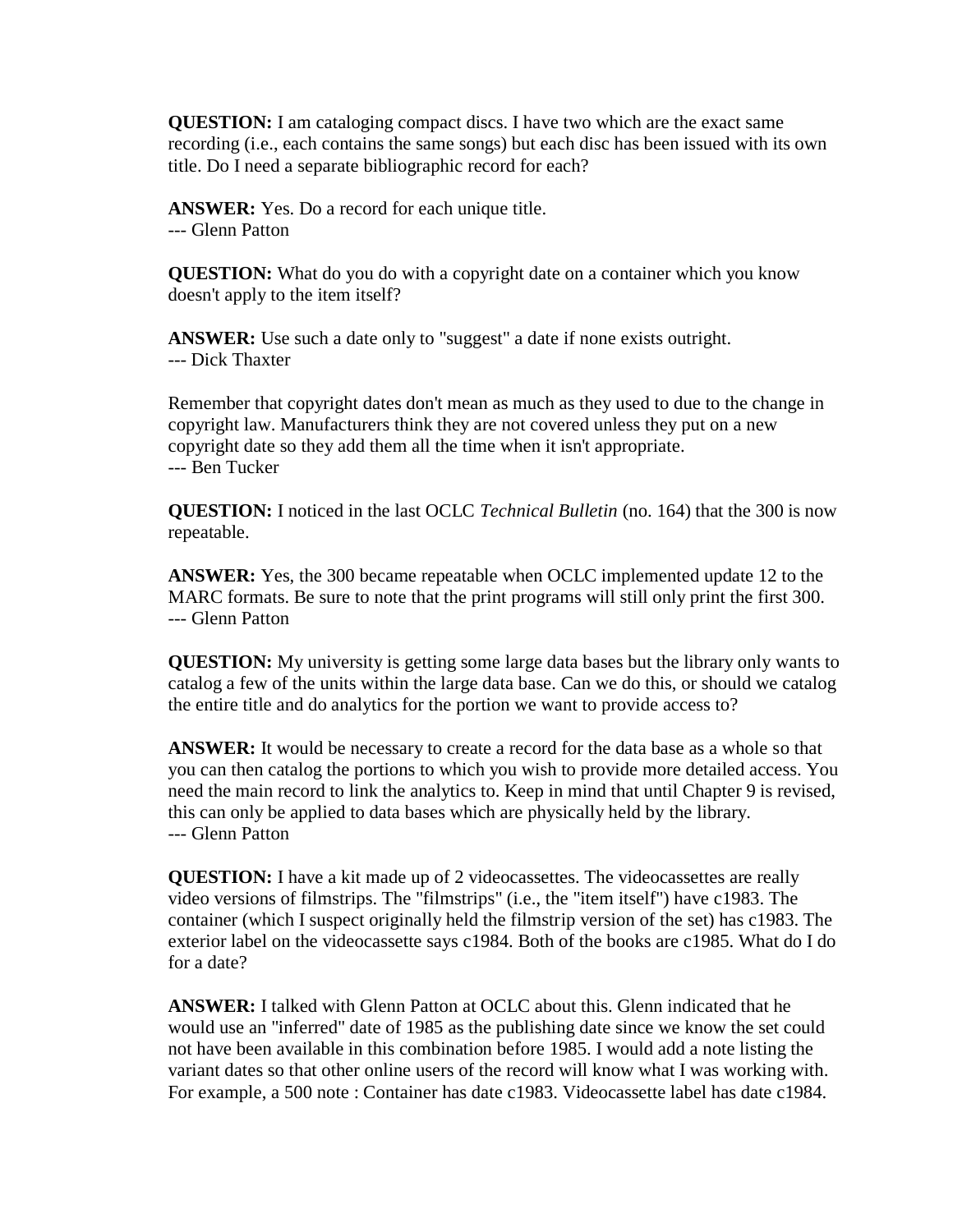**QUESTION:** I am cataloging compact discs. I have two which are the exact same recording (i.e., each contains the same songs) but each disc has been issued with its own title. Do I need a separate bibliographic record for each?

**ANSWER:** Yes. Do a record for each unique title.
--- Glenn Patton

**QUESTION:** What do you do with a copyright date on a container which you know doesn't apply to the item itself?

**ANSWER:** Use such a date only to "suggest" a date if none exists outright.
--- Dick Thaxter

Remember that copyright dates don't mean as much as they used to due to the change in copyright law. Manufacturers think they are not covered unless they put on a new copyright date so they add them all the time when it isn't appropriate.
--- Ben Tucker

**QUESTION:** I noticed in the last OCLC *Technical Bulletin* (no. 164) that the 300 is now repeatable.

**ANSWER:** Yes, the 300 became repeatable when OCLC implemented update 12 to the MARC formats. Be sure to note that the print programs will still only print the first 300.
--- Glenn Patton

**QUESTION:** My university is getting some large data bases but the library only wants to catalog a few of the units within the large data base. Can we do this, or should we catalog the entire title and do analytics for the portion we want to provide access to?

**ANSWER:** It would be necessary to create a record for the data base as a whole so that you can then catalog the portions to which you wish to provide more detailed access. You need the main record to link the analytics to. Keep in mind that until Chapter 9 is revised, this can only be applied to data bases which are physically held by the library.
--- Glenn Patton

**QUESTION:** I have a kit made up of 2 videocassettes. The videocassettes are really video versions of filmstrips. The "filmstrips" (i.e., the "item itself") have c1983. The container (which I suspect originally held the filmstrip version of the set) has c1983. The exterior label on the videocassette says c1984. Both of the books are c1985. What do I do for a date?

**ANSWER:** I talked with Glenn Patton at OCLC about this. Glenn indicated that he would use an "inferred" date of 1985 as the publishing date since we know the set could not have been available in this combination before 1985. I would add a note listing the variant dates so that other online users of the record will know what I was working with. For example, a 500 note : Container has date c1983. Videocassette label has date c1984.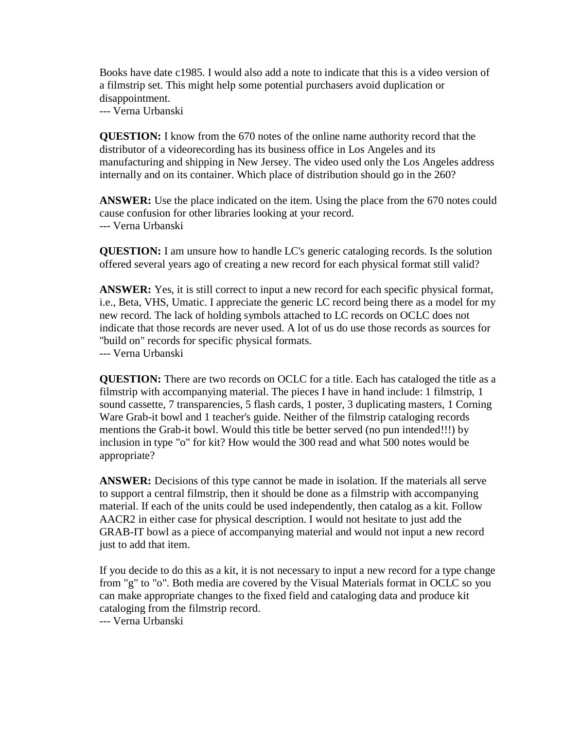Books have date c1985. I would also add a note to indicate that this is a video version of a filmstrip set. This might help some potential purchasers avoid duplication or disappointment.
--- Verna Urbanski

**QUESTION:** I know from the 670 notes of the online name authority record that the distributor of a videorecording has its business office in Los Angeles and its manufacturing and shipping in New Jersey. The video used only the Los Angeles address internally and on its container. Which place of distribution should go in the 260?

**ANSWER:** Use the place indicated on the item. Using the place from the 670 notes could cause confusion for other libraries looking at your record.
--- Verna Urbanski

**QUESTION:** I am unsure how to handle LC's generic cataloging records. Is the solution offered several years ago of creating a new record for each physical format still valid?

**ANSWER:** Yes, it is still correct to input a new record for each specific physical format, i.e., Beta, VHS, Umatic. I appreciate the generic LC record being there as a model for my new record. The lack of holding symbols attached to LC records on OCLC does not indicate that those records are never used. A lot of us do use those records as sources for "build on" records for specific physical formats.
--- Verna Urbanski

**QUESTION:** There are two records on OCLC for a title. Each has cataloged the title as a filmstrip with accompanying material. The pieces I have in hand include: 1 filmstrip, 1 sound cassette, 7 transparencies, 5 flash cards, 1 poster, 3 duplicating masters, 1 Corning Ware Grab-it bowl and 1 teacher's guide. Neither of the filmstrip cataloging records mentions the Grab-it bowl. Would this title be better served (no pun intended!!!) by inclusion in type "o" for kit? How would the 300 read and what 500 notes would be appropriate?

**ANSWER:** Decisions of this type cannot be made in isolation. If the materials all serve to support a central filmstrip, then it should be done as a filmstrip with accompanying material. If each of the units could be used independently, then catalog as a kit. Follow AACR2 in either case for physical description. I would not hesitate to just add the GRAB-IT bowl as a piece of accompanying material and would not input a new record just to add that item.

If you decide to do this as a kit, it is not necessary to input a new record for a type change from "g" to "o". Both media are covered by the Visual Materials format in OCLC so you can make appropriate changes to the fixed field and cataloging data and produce kit cataloging from the filmstrip record.
--- Verna Urbanski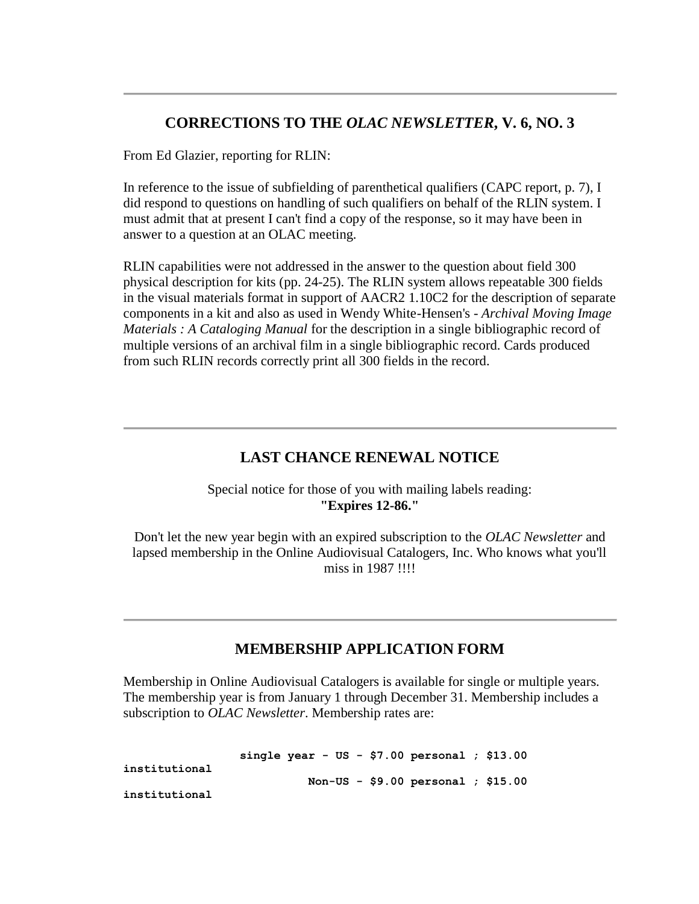---

## CORRECTIONS TO THE *OLAC NEWSLETTER*, V. 6, NO. 3

From Ed Glazier, reporting for RLIN:

In reference to the issue of subfielding of parenthetical qualifiers (CAPC report, p. 7), I did respond to questions on handling of such qualifiers on behalf of the RLIN system. I must admit that at present I can't find a copy of the response, so it may have been in answer to a question at an OLAC meeting.

RLIN capabilities were not addressed in the answer to the question about field 300 physical description for kits (pp. 24-25). The RLIN system allows repeatable 300 fields in the visual materials format in support of AACR2 1.10C2 for the description of separate components in a kit and also as used in Wendy White-Hensen's - *Archival Moving Image Materials : A Cataloging Manual* for the description in a single bibliographic record of multiple versions of an archival film in a single bibliographic record. Cards produced from such RLIN records correctly print all 300 fields in the record.

---

## LAST CHANCE RENEWAL NOTICE

Special notice for those of you with mailing labels reading:
**"Expires 12-86."**

Don't let the new year begin with an expired subscription to the *OLAC Newsletter* and lapsed membership in the Online Audiovisual Catalogers, Inc. Who knows what you'll miss in 1987 !!!!

---

## MEMBERSHIP APPLICATION FORM

Membership in Online Audiovisual Catalogers is available for single or multiple years. The membership year is from January 1 through December 31. Membership includes a subscription to *OLAC Newsletter*. Membership rates are:

```
                single year - US - $7.00 personal ; $13.00
institutional
                         Non-US - $9.00 personal ; $15.00
institutional
```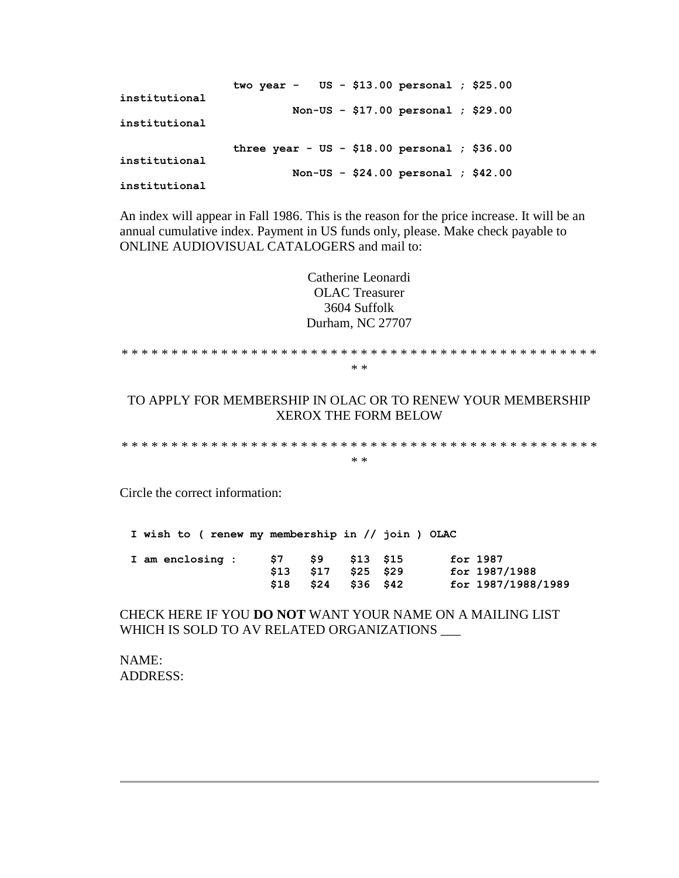two year - US - $13.00 personal ; $25.00 institutional
Non-US - $17.00 personal ; $29.00 institutional

three year - US - $18.00 personal ; $36.00 institutional
Non-US - $24.00 personal ; $42.00 institutional

An index will appear in Fall 1986. This is the reason for the price increase. It will be an annual cumulative index. Payment in US funds only, please. Make check payable to ONLINE AUDIOVISUAL CATALOGERS and mail to:

Catherine Leonardi
OLAC Treasurer
3604 Suffolk
Durham, NC 27707

* * * * * * * * * * * * * * * * * * * * * * * * * * * * * * * * * * * * * * * * * * * * * * * *

TO APPLY FOR MEMBERSHIP IN OLAC OR TO RENEW YOUR MEMBERSHIP XEROX THE FORM BELOW

* * * * * * * * * * * * * * * * * * * * * * * * * * * * * * * * * * * * * * * * * * * * * * * *

Circle the correct information:

I wish to ( renew my membership in // join ) OLAC

| I am enclosing : | | | | | |
|---|---|---|---|---|---|
| | $7 | $9 | $13 | $15 | for 1987 |
| | $13 | $17 | $25 | $29 | for 1987/1988 |
| | $18 | $24 | $36 | $42 | for 1987/1988/1989 |

CHECK HERE IF YOU **DO NOT** WANT YOUR NAME ON A MAILING LIST WHICH IS SOLD TO AV RELATED ORGANIZATIONS ___

NAME:
ADDRESS: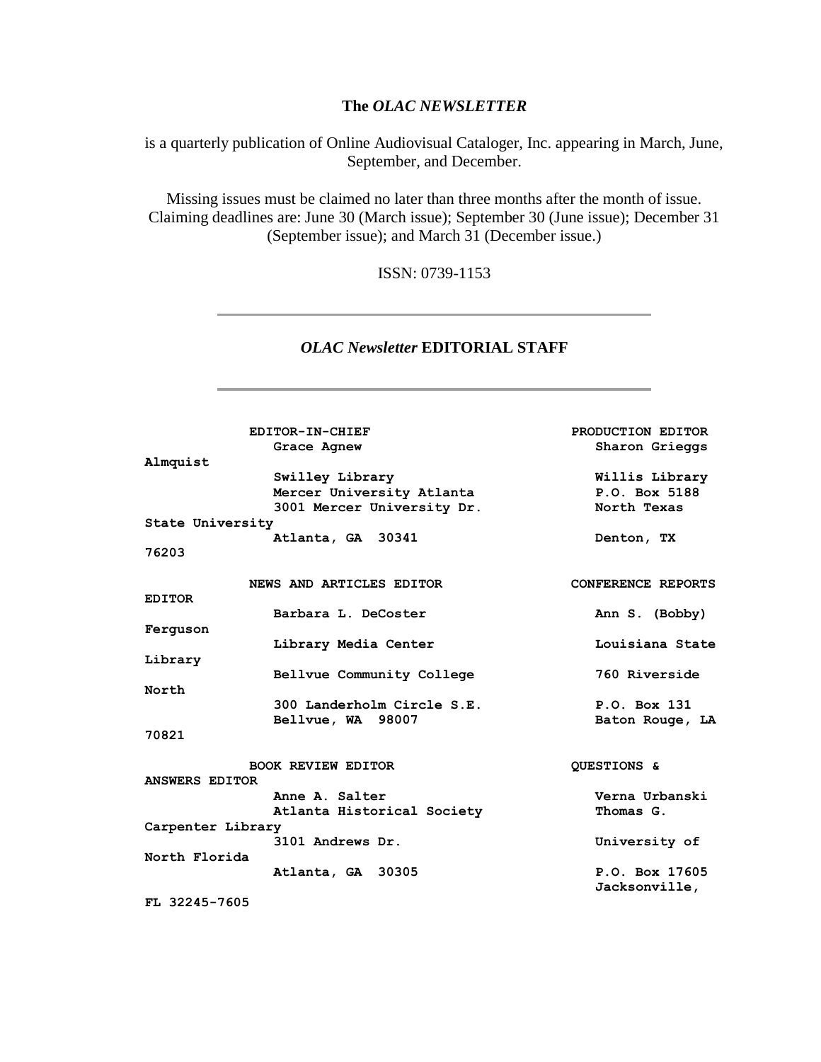**The *OLAC NEWSLETTER***

is a quarterly publication of Online Audiovisual Cataloger, Inc. appearing in March, June, September, and December.

Missing issues must be claimed no later than three months after the month of issue. Claiming deadlines are: June 30 (March issue); September 30 (June issue); December 31 (September issue); and March 31 (December issue.)

ISSN: 0739-1153

---

## *OLAC Newsletter* EDITORIAL STAFF

---

**EDITOR-IN-CHIEF**
Grace Agnew
Swilley Library
Mercer University Atlanta
3001 Mercer University Dr.
Atlanta, GA 30341

**PRODUCTION EDITOR**
Sharon Grieggs Almquist
Willis Library
P.O. Box 5188
North Texas State University
Denton, TX 76203

**NEWS AND ARTICLES EDITOR**
Barbara L. DeCoster
Library Media Center
Bellvue Community College
300 Landerholm Circle S.E.
Bellvue, WA 98007

**CONFERENCE REPORTS EDITOR**
Ann S. (Bobby) Ferguson
Louisiana State Library
760 Riverside North
P.O. Box 131
Baton Rouge, LA 70821

**BOOK REVIEW EDITOR**
Anne A. Salter
Atlanta Historical Society
3101 Andrews Dr.
Atlanta, GA 30305

**QUESTIONS & ANSWERS EDITOR**
Verna Urbanski
Thomas G. Carpenter Library
University of North Florida
P.O. Box 17605
Jacksonville, FL 32245-7605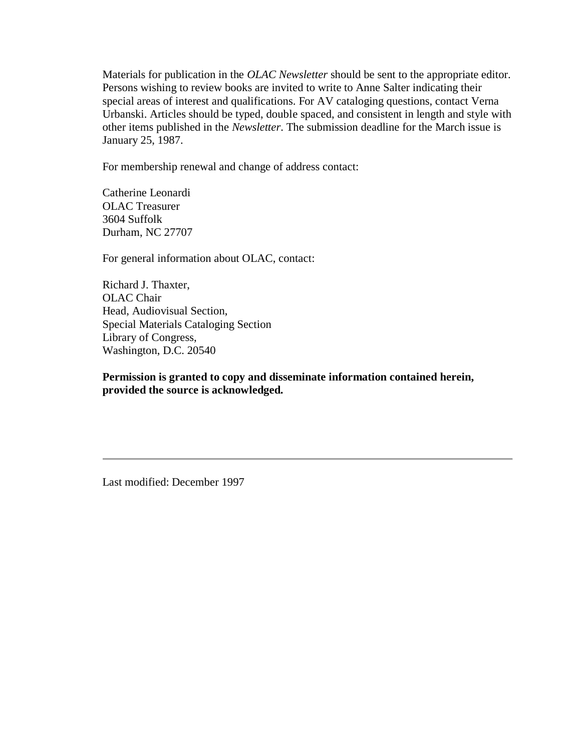Materials for publication in the *OLAC Newsletter* should be sent to the appropriate editor. Persons wishing to review books are invited to write to Anne Salter indicating their special areas of interest and qualifications. For AV cataloging questions, contact Verna Urbanski. Articles should be typed, double spaced, and consistent in length and style with other items published in the *Newsletter*. The submission deadline for the March issue is January 25, 1987.

For membership renewal and change of address contact:

Catherine Leonardi
OLAC Treasurer
3604 Suffolk
Durham, NC 27707

For general information about OLAC, contact:

Richard J. Thaxter,
OLAC Chair
Head, Audiovisual Section,
Special Materials Cataloging Section
Library of Congress,
Washington, D.C. 20540

**Permission is granted to copy and disseminate information contained herein, provided the source is acknowledged.**

---

Last modified: December 1997